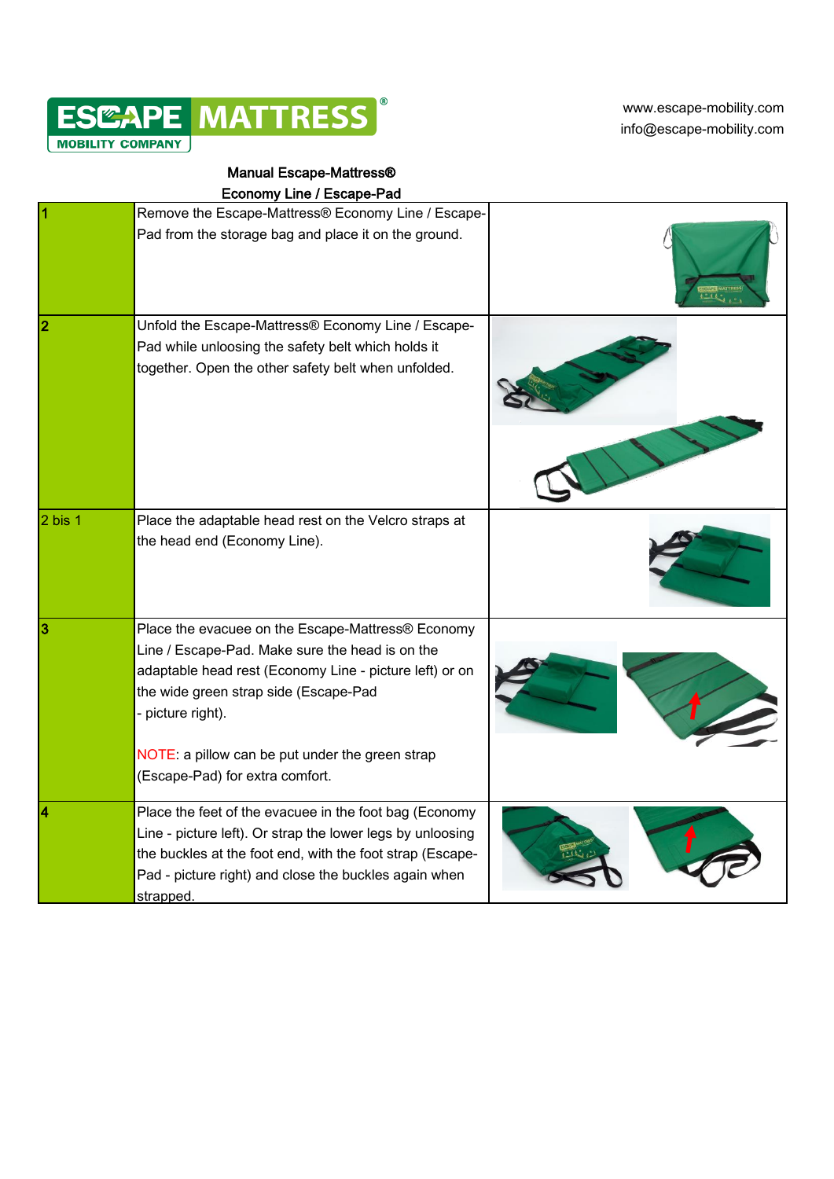ESCAPE MATTRESS®
MOBILITY COMPANY

www.escape-mobility.com
info@escape-mobility.com

## Manual Escape-Mattress®
## Economy Line / Escape-Pad

| Step | Instruction | |
|---|---|---|
| 1 | Remove the Escape-Mattress® Economy Line / Escape-Pad from the storage bag and place it on the ground. | |
| 2 | Unfold the Escape-Mattress® Economy Line / Escape-Pad while unloosing the safety belt which holds it together. Open the other safety belt when unfolded. | |
| 2 bis 1 | Place the adaptable head rest on the Velcro straps at the head end (Economy Line). | |
| 3 | Place the evacuee on the Escape-Mattress® Economy Line / Escape-Pad. Make sure the head is on the adaptable head rest (Economy Line - picture left) or on the wide green strap side (Escape-Pad - picture right).<br><br>NOTE: a pillow can be put under the green strap (Escape-Pad) for extra comfort. | |
| 4 | Place the feet of the evacuee in the foot bag (Economy Line - picture left). Or strap the lower legs by unloosing the buckles at the foot end, with the foot strap (Escape-Pad - picture right) and close the buckles again when strapped. | |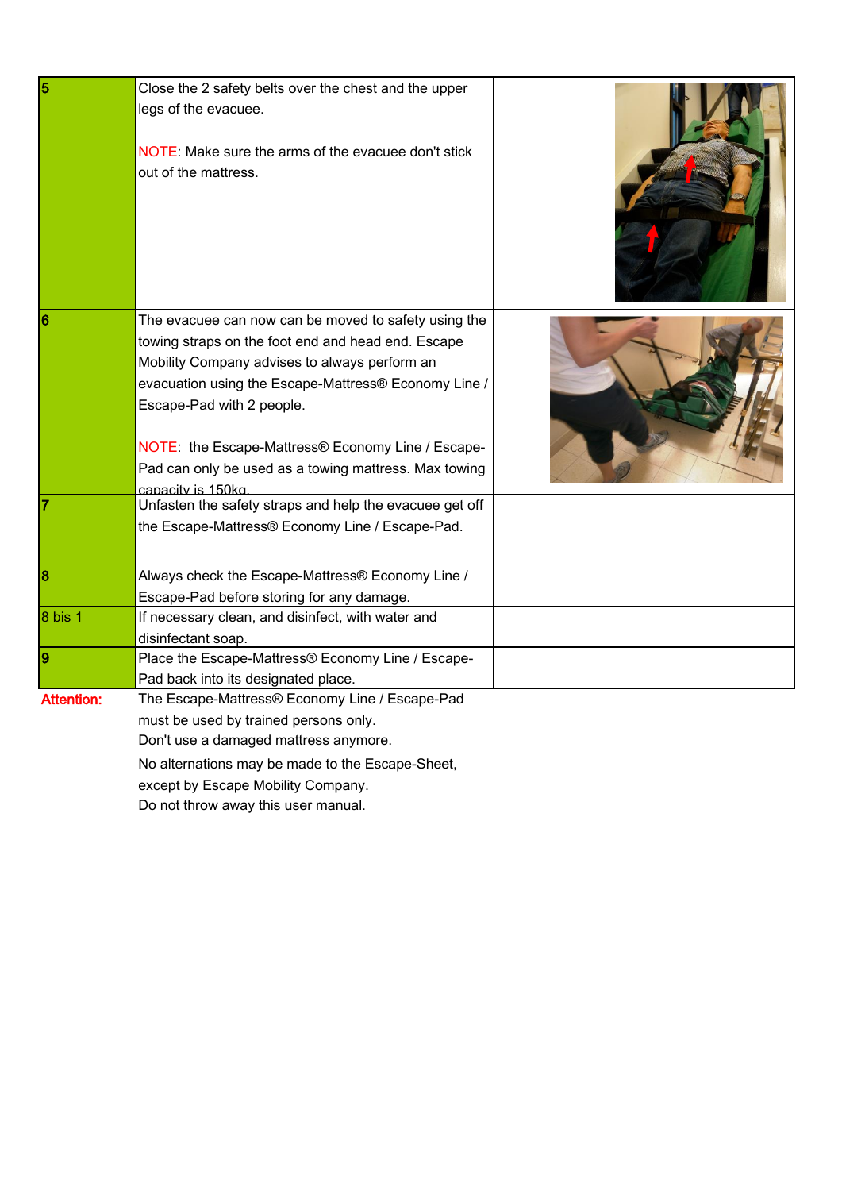| | | |
|---|---|---|
| 5 | Close the 2 safety belts over the chest and the upper legs of the evacuee.<br><br>NOTE: Make sure the arms of the evacuee don't stick out of the mattress. | |
| 6 | The evacuee can now can be moved to safety using the towing straps on the foot end and head end. Escape Mobility Company advises to always perform an evacuation using the Escape-Mattress® Economy Line / Escape-Pad with 2 people.<br><br>NOTE: the Escape-Mattress® Economy Line / Escape-Pad can only be used as a towing mattress. Max towing capacity is 150kg. | |
| 7 | Unfasten the safety straps and help the evacuee get off the Escape-Mattress® Economy Line / Escape-Pad. | |
| 8 | Always check the Escape-Mattress® Economy Line / Escape-Pad before storing for any damage. | |
| 8 bis 1 | If necessary clean, and disinfect, with water and disinfectant soap. | |
| 9 | Place the Escape-Mattress® Economy Line / Escape-Pad back into its designated place. | |

**Attention:** The Escape-Mattress® Economy Line / Escape-Pad must be used by trained persons only.
Don't use a damaged mattress anymore.

No alternations may be made to the Escape-Sheet, except by Escape Mobility Company.
Do not throw away this user manual.